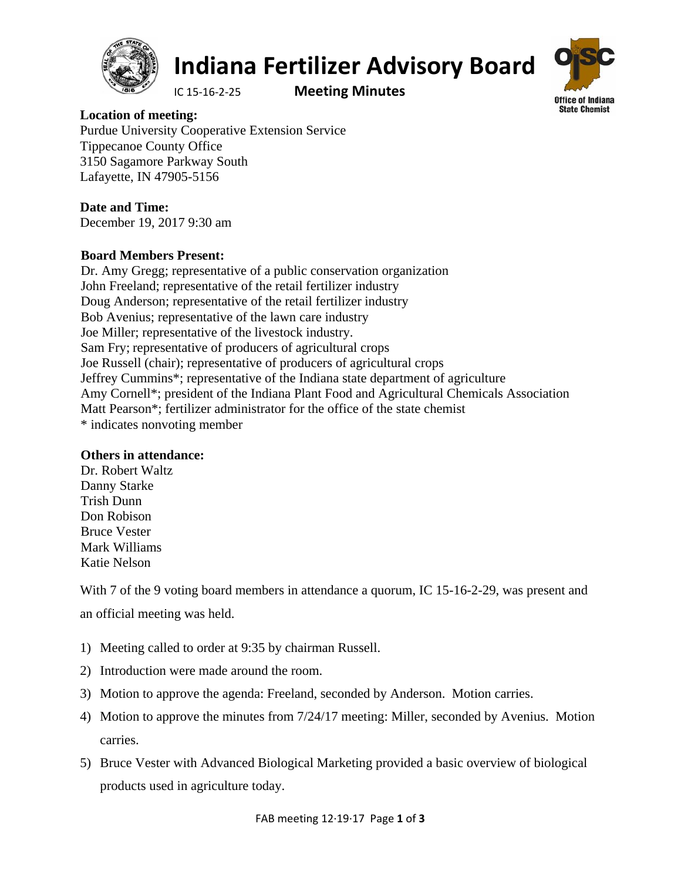# Indana Fertilizer Advisory Board

IC 15-16-2-25 **Meeting Minutes**

**Location of meeting:**
Purdue University Cooperative Extension Service
Tippecanoe County Office
3150 Sagamore Parkway South
Lafayette, IN 47905-5156

**Date and Time:**
December 19, 2017 9:30 am

**Board Members Present:**
Dr. Amy Gregg; representative of a public conservation organization
John Freeland; representative of the retail fertilizer industry
Doug Anderson; representative of the retail fertilizer industry
Bob Avenius; representative of the lawn care industry
Joe Miller; representative of the livestock industry.
Sam Fry; representative of producers of agricultural crops
Joe Russell (chair); representative of producers of agricultural crops
Jeffrey Cummins*; representative of the Indiana state department of agriculture
Amy Cornell*; president of the Indiana Plant Food and Agricultural Chemicals Association
Matt Pearson*; fertilizer administrator for the office of the state chemist
* indicates nonvoting member

**Others in attendance:**
Dr. Robert Waltz
Danny Starke
Trish Dunn
Don Robison
Bruce Vester
Mark Williams
Katie Nelson

With 7 of the 9 voting board members in attendance a quorum, IC 15-16-2-29, was present and an official meeting was held.

1) Meeting called to order at 9:35 by chairman Russell.
2) Introduction were made around the room.
3) Motion to approve the agenda: Freeland, seconded by Anderson. Motion carries.
4) Motion to approve the minutes from 7/24/17 meeting: Miller, seconded by Avenius. Motion carries.
5) Bruce Vester with Advanced Biological Marketing provided a basic overview of biological products used in agriculture today.

# Indiana Fertilizer Advisory Board

IC 15-16-2-25 **Meeting Minutes**

**Location of meeting:**
Purdue University Cooperative Extension Service
Tippecanoe County Office
3150 Sagamore Parkway South
Lafayette, IN 47905-5156

**Date and Time:**
December 19, 2017 9:30 am

**Board Members Present:**
Dr. Amy Gregg; representative of a public conservation organization
John Freeland; representative of the retail fertilizer industry
Doug Anderson; representative of the retail fertilizer industry
Bob Avenius; representative of the lawn care industry
Joe Miller; representative of the livestock industry.
Sam Fry; representative of producers of agricultural crops
Joe Russell (chair); representative of producers of agricultural crops
Jeffrey Cummins*; representative of the Indiana state department of agriculture
Amy Cornell*; president of the Indiana Plant Food and Agricultural Chemicals Association
Matt Pearson*; fertilizer administrator for the office of the state chemist
* indicates nonvoting member

**Others in attendance:**
Dr. Robert Waltz
Danny Starke
Trish Dunn
Don Robison
Bruce Vester
Mark Williams
Katie Nelson

With 7 of the 9 voting board members in attendance a quorum, IC 15-16-2-29, was present and an official meeting was held.

1) Meeting called to order at 9:35 by chairman Russell.
2) Introduction were made around the room.
3) Motion to approve the agenda: Freeland, seconded by Anderson. Motion carries.
4) Motion to approve the minutes from 7/24/17 meeting: Miller, seconded by Avenius. Motion carries.
5) Bruce Vester with Advanced Biological Marketing provided a basic overview of biological products used in agriculture today.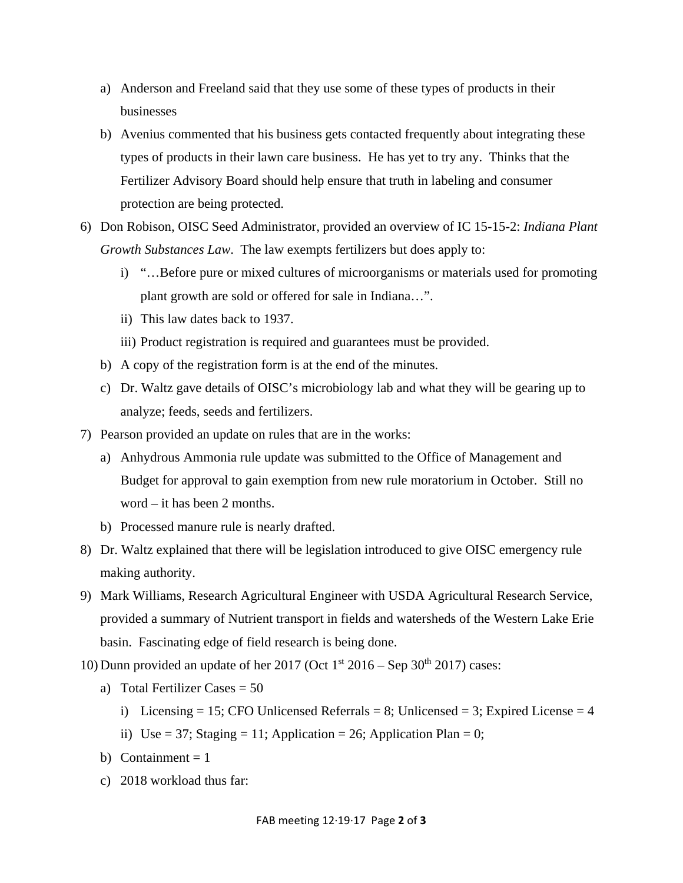a) Anderson and Freeland said that they use some of these types of products in their businesses

b) Avenius commented that his business gets contacted frequently about integrating these types of products in their lawn care business. He has yet to try any. Thinks that the Fertilizer Advisory Board should help ensure that truth in labeling and consumer protection are being protected.

6) Don Robison, OISC Seed Administrator, provided an overview of IC 15-15-2: *Indiana Plant Growth Substances Law*. The law exempts fertilizers but does apply to:

   i) "…Before pure or mixed cultures of microorganisms or materials used for promoting plant growth are sold or offered for sale in Indiana…".

   ii) This law dates back to 1937.

   iii) Product registration is required and guarantees must be provided.

   b) A copy of the registration form is at the end of the minutes.

   c) Dr. Waltz gave details of OISC's microbiology lab and what they will be gearing up to analyze; feeds, seeds and fertilizers.

7) Pearson provided an update on rules that are in the works:

   a) Anhydrous Ammonia rule update was submitted to the Office of Management and Budget for approval to gain exemption from new rule moratorium in October. Still no word – it has been 2 months.

   b) Processed manure rule is nearly drafted.

8) Dr. Waltz explained that there will be legislation introduced to give OISC emergency rule making authority.

9) Mark Williams, Research Agricultural Engineer with USDA Agricultural Research Service, provided a summary of Nutrient transport in fields and watersheds of the Western Lake Erie basin. Fascinating edge of field research is being done.

10) Dunn provided an update of her 2017 (Oct 1st 2016 – Sep 30th 2017) cases:

   a) Total Fertilizer Cases = 50

      i) Licensing = 15; CFO Unlicensed Referrals = 8; Unlicensed = 3; Expired License = 4

      ii) Use = 37; Staging = 11; Application = 26; Application Plan = 0;

   b) Containment = 1

   c) 2018 workload thus far: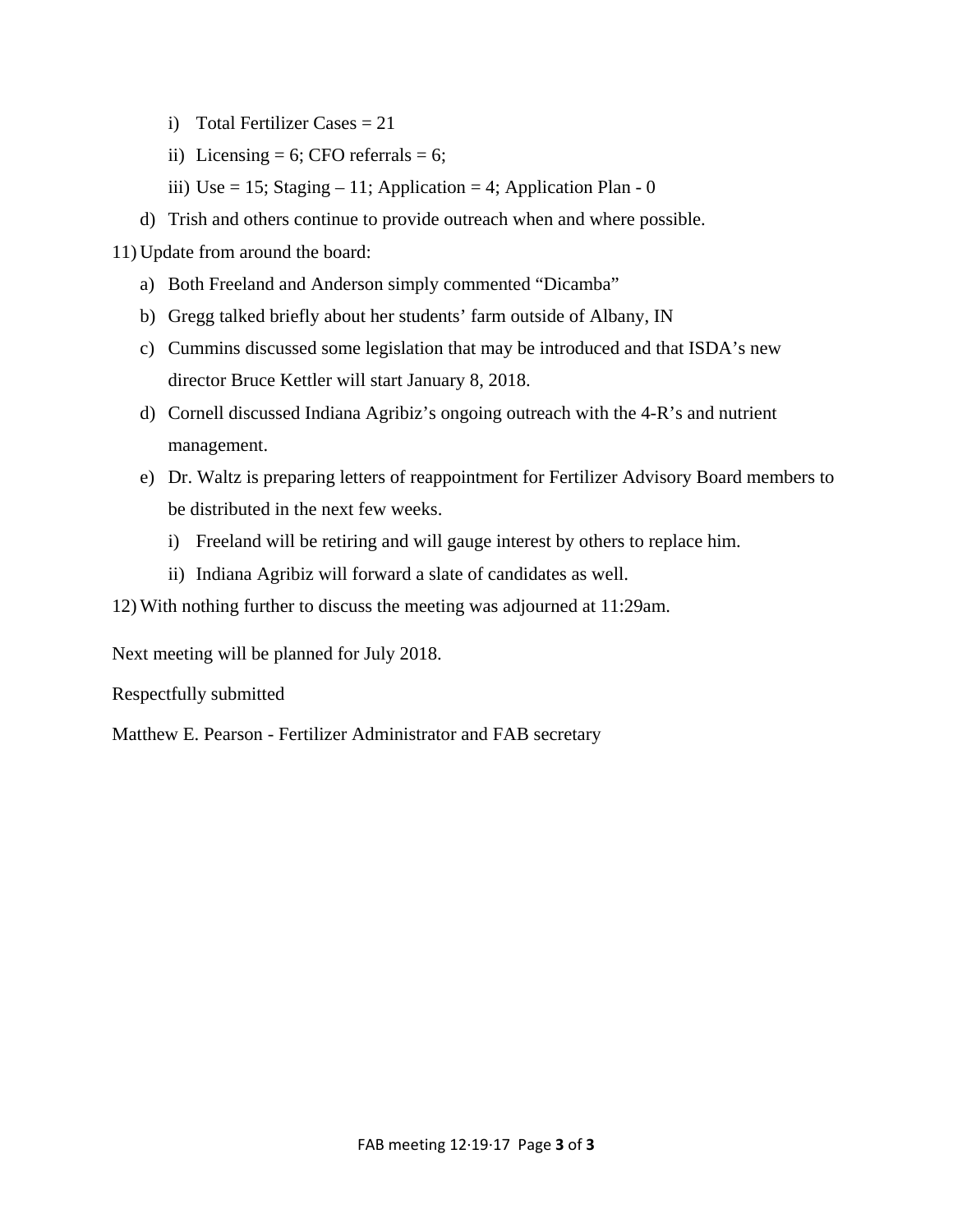i) Total Fertilizer Cases = 21
      ii) Licensing = 6; CFO referrals = 6;
      iii) Use = 15; Staging – 11; Application = 4; Application Plan - 0
   d) Trish and others continue to provide outreach when and where possible.

11) Update from around the board:
   a) Both Freeland and Anderson simply commented "Dicamba"
   b) Gregg talked briefly about her students' farm outside of Albany, IN
   c) Cummins discussed some legislation that may be introduced and that ISDA's new director Bruce Kettler will start January 8, 2018.
   d) Cornell discussed Indiana Agribiz's ongoing outreach with the 4-R's and nutrient management.
   e) Dr. Waltz is preparing letters of reappointment for Fertilizer Advisory Board members to be distributed in the next few weeks.
      i) Freeland will be retiring and will gauge interest by others to replace him.
      ii) Indiana Agribiz will forward a slate of candidates as well.

12) With nothing further to discuss the meeting was adjourned at 11:29am.

Next meeting will be planned for July 2018.

Respectfully submitted

Matthew E. Pearson - Fertilizer Administrator and FAB secretary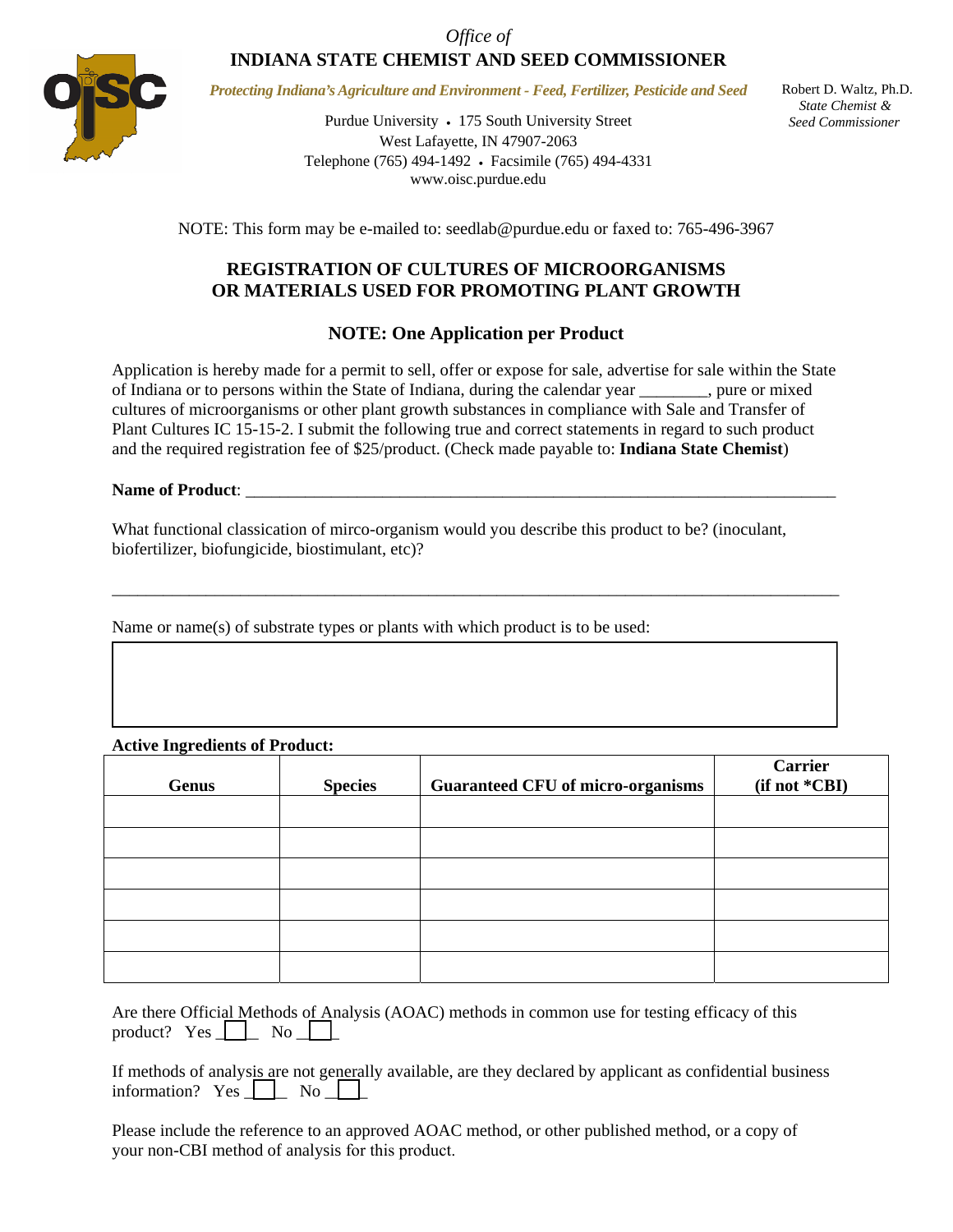*Office of*
**INDIANA STATE CHEMIST AND SEED COMMISSIONER**

*Protecting Indiana's Agriculture and Environment - Feed, Fertilizer, Pesticide and Seed*

Purdue University • 175 South University Street
West Lafayette, IN 47907-2063
Telephone (765) 494-1492 • Facsimile (765) 494-4331
www.oisc.purdue.edu

Robert D. Waltz, Ph.D.
*State Chemist &*
*Seed Commissioner*

NOTE: This form may be e-mailed to: seedlab@purdue.edu or faxed to: 765-496-3967

## REGISTRATION OF CULTURES OF MICROORGANISMS OR MATERIALS USED FOR PROMOTING PLANT GROWTH

### NOTE: One Application per Product

Application is hereby made for a permit to sell, offer or expose for sale, advertise for sale within the State of Indiana or to persons within the State of Indiana, during the calendar year ________, pure or mixed cultures of microorganisms or other plant growth substances in compliance with Sale and Transfer of Plant Cultures IC 15-15-2. I submit the following true and correct statements in regard to such product and the required registration fee of $25/product. (Check made payable to: **Indiana State Chemist**)

**Name of Product**: ___________________________________________________________________________

What functional classication of mirco-organism would you describe this product to be? (inoculant, biofertilizer, biofungicide, biostimulant, etc)?

___________________________________________________________________________________________

Name or name(s) of substrate types or plants with which product is to be used:

| |
|---|
| |

**Active Ingredients of Product:**

| Genus | Species | Guaranteed CFU of micro-organisms | Carrier (if not *CBI) |
|---|---|---|---|
| | | | |
| | | | |
| | | | |
| | | | |
| | | | |
| | | | |

Are there Official Methods of Analysis (AOAC) methods in common use for testing efficacy of this product? Yes ☐ No ☐

If methods of analysis are not generally available, are they declared by applicant as confidential business information? Yes ☐ No ☐

Please include the reference to an approved AOAC method, or other published method, or a copy of your non-CBI method of analysis for this product.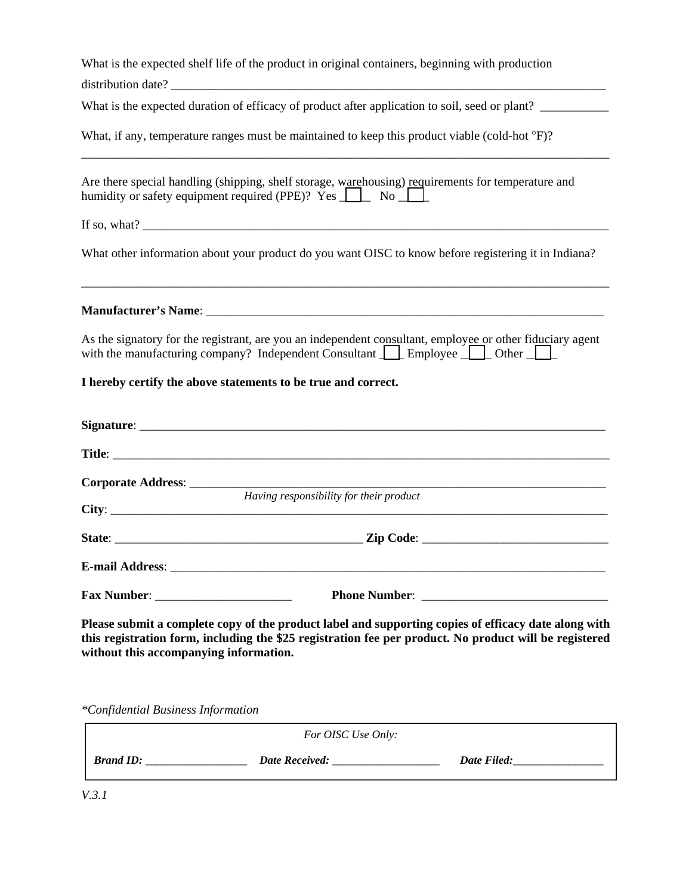What is the expected shelf life of the product in original containers, beginning with production distribution date? ___________________________________________________________________________

What is the expected duration of efficacy of product after application to soil, seed or plant? ___________

What, if any, temperature ranges must be maintained to keep this product viable (cold-hot °F)?

_____________________________________________________________________________________

Are there special handling (shipping, shelf storage, warehousing) requirements for temperature and humidity or safety equipment required (PPE)? Yes ☐ No ☐

If so, what? ___________________________________________________________________________

What other information about your product do you want OISC to know before registering it in Indiana?

_____________________________________________________________________________________

**Manufacturer's Name**: ______________________________________________________________

As the signatory for the registrant, are you an independent consultant, employee or other fiduciary agent with the manufacturing company? Independent Consultant ☐ Employee ☐ Other ☐

**I hereby certify the above statements to be true and correct.**

**Signature**: _________________________________________________________________________

**Title**: _____________________________________________________________________________

**Corporate Address**: __________________________________________________________________
*Having responsibility for their product*

**City**: _____________________________________________________________________________

**State**: ________________________________________ **Zip Code**: ______________________________

**E-mail Address**: _____________________________________________________________________

**Fax Number**: ______________________ **Phone Number**: ______________________________

**Please submit a complete copy of the product label and supporting copies of efficacy date along with this registration form, including the $25 registration fee per product. No product will be registered without this accompanying information.**

*\*Confidential Business Information*

| *For OISC Use Only:* | | |
|---|---|---|
| ***Brand ID:*** _________________ | ***Date Received:*** __________________ | ***Date Filed:*** ________________ |

*V.3.1*